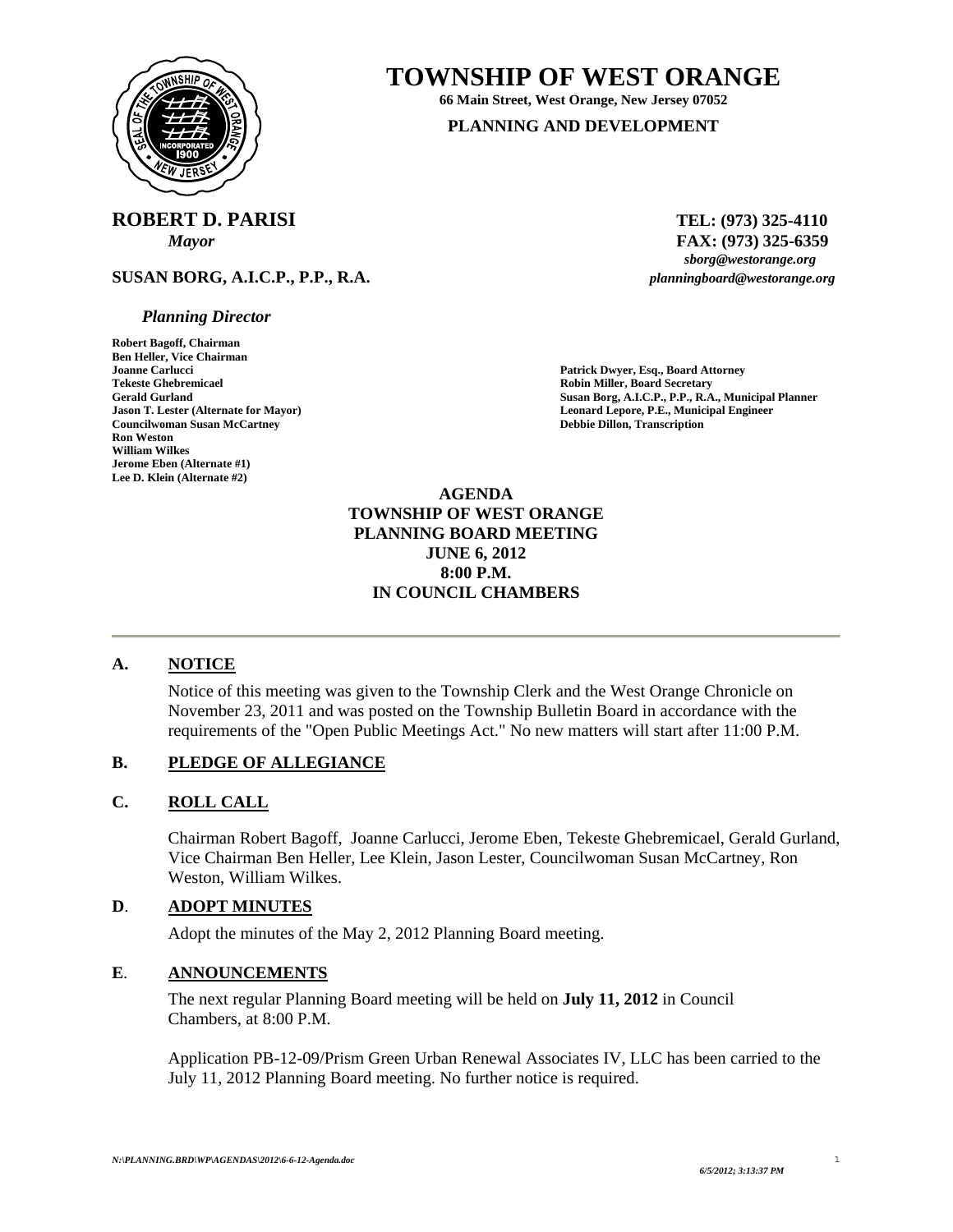# TOWNSHIP OF WEST ORANGE

**66 Main Street, West Orange, New Jersey 07052**

**PLANNING AND DEVELOPMENT**

**ROBERT D. PARISI**
*Mayor*

**SUSAN BORG, A.I.C.P., P.P., R.A.**

*Planning Director*

**TEL: (973) 325-4110**
**FAX: (973) 325-6359**
*sborg@westorange.org*
*planningboard@westorange.org*

**Robert Bagoff, Chairman**
**Ben Heller, Vice Chairman**
**Joanne Carlucci**
**Tekeste Ghebremicael**
**Gerald Gurland**
**Jason T. Lester (Alternate for Mayor)**
**Councilwoman Susan McCartney**
**Ron Weston**
**William Wilkes**
**Jerome Eben (Alternate #1)**
**Lee D. Klein (Alternate #2)**

**Patrick Dwyer, Esq., Board Attorney**
**Robin Miller, Board Secretary**
**Susan Borg, A.I.C.P., P.P., R.A., Municipal Planner**
**Leonard Lepore, P.E., Municipal Engineer**
**Debbie Dillon, Transcription**

**AGENDA**
**TOWNSHIP OF WEST ORANGE**
**PLANNING BOARD MEETING**
**JUNE 6, 2012**
**8:00 P.M.**
**IN COUNCIL CHAMBERS**

---

## A. NOTICE

Notice of this meeting was given to the Township Clerk and the West Orange Chronicle on November 23, 2011 and was posted on the Township Bulletin Board in accordance with the requirements of the "Open Public Meetings Act." No new matters will start after 11:00 P.M.

## B. PLEDGE OF ALLEGIANCE

## C. ROLL CALL

Chairman Robert Bagoff, Joanne Carlucci, Jerome Eben, Tekeste Ghebremicael, Gerald Gurland, Vice Chairman Ben Heller, Lee Klein, Jason Lester, Councilwoman Susan McCartney, Ron Weston, William Wilkes.

## D. ADOPT MINUTES

Adopt the minutes of the May 2, 2012 Planning Board meeting.

## E. ANNOUNCEMENTS

The next regular Planning Board meeting will be held on **July 11, 2012** in Council Chambers, at 8:00 P.M.

Application PB-12-09/Prism Green Urban Renewal Associates IV, LLC has been carried to the July 11, 2012 Planning Board meeting. No further notice is required.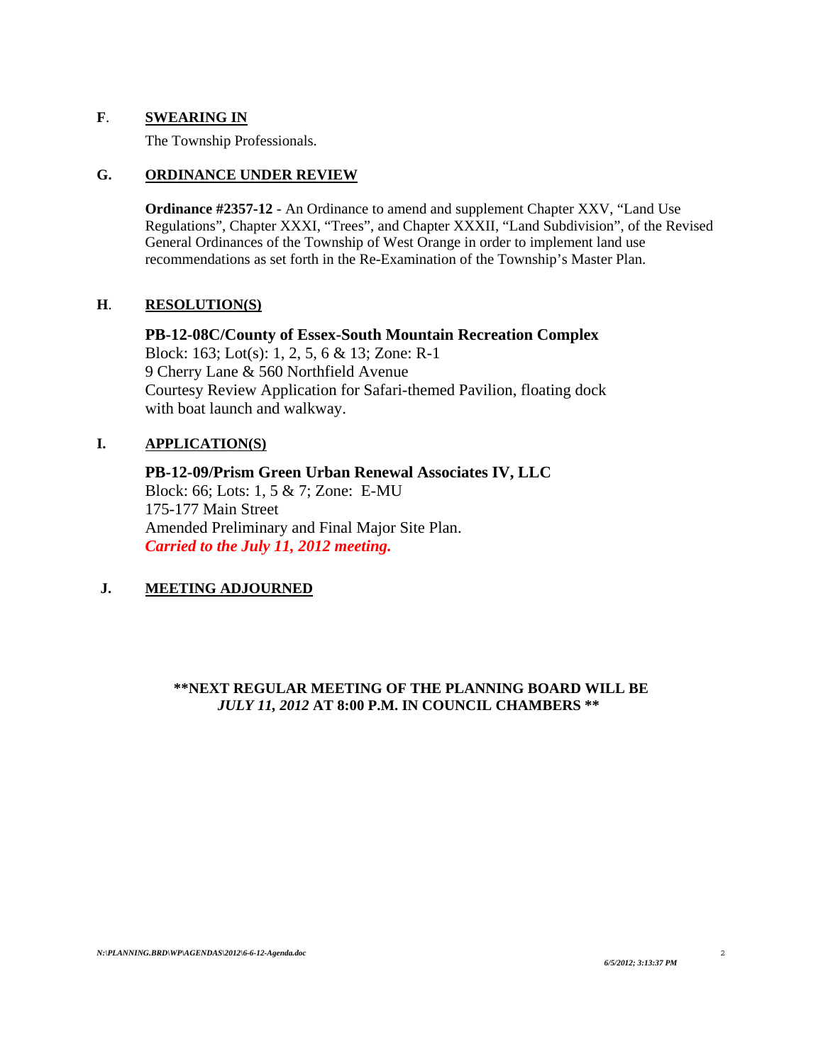**F**. **SWEARING IN**

The Township Professionals.

**G.** **ORDINANCE UNDER REVIEW**

**Ordinance #2357-12** - An Ordinance to amend and supplement Chapter XXV, "Land Use Regulations", Chapter XXXI, "Trees", and Chapter XXXII, "Land Subdivision", of the Revised General Ordinances of the Township of West Orange in order to implement land use recommendations as set forth in the Re-Examination of the Township's Master Plan.

**H**. **RESOLUTION(S)**

**PB-12-08C/County of Essex-South Mountain Recreation Complex**
Block: 163; Lot(s): 1, 2, 5, 6 & 13; Zone: R-1
9 Cherry Lane & 560 Northfield Avenue
Courtesy Review Application for Safari-themed Pavilion, floating dock with boat launch and walkway.

**I.** **APPLICATION(S)**

**PB-12-09/Prism Green Urban Renewal Associates IV, LLC**
Block: 66; Lots: 1, 5 & 7; Zone: E-MU
175-177 Main Street
Amended Preliminary and Final Major Site Plan.
***Carried to the July 11, 2012 meeting.***

**J.** **MEETING ADJOURNED**

**\*\*NEXT REGULAR MEETING OF THE PLANNING BOARD WILL BE *JULY 11, 2012* AT 8:00 P.M. IN COUNCIL CHAMBERS \*\***

*N:\PLANNING.BRD\WP\AGENDAS\2012\6-6-12-Agenda.doc*

*6/5/2012; 3:13:37 PM*